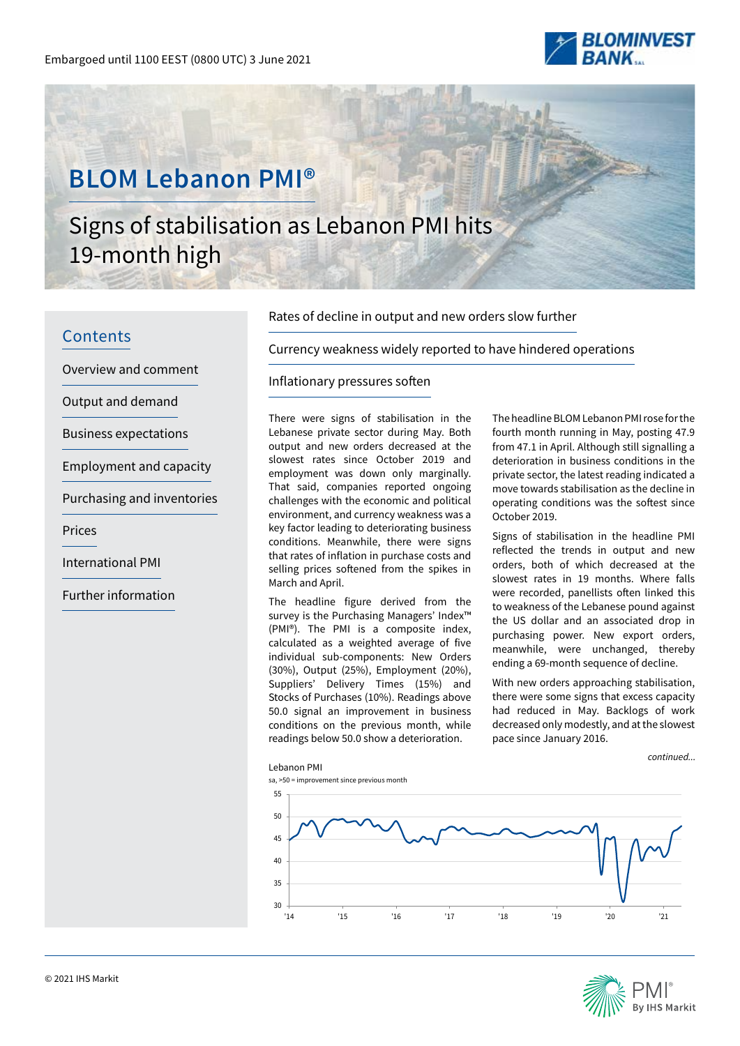Embargoed until 1100 EEST (0800 UTC) 3 June 2021

# BLOM Lebanon PMI®

## Signs of stabilisation as Lebanon PMI hits 19-month high

**Contents**

- Overview and comment
- Output and demand
- Business expectations
- Employment and capacity
- Purchasing and inventories
- Prices
- International PMI
- Further information

Rates of decline in output and new orders slow further

Currency weakness widely reported to have hindered operations

Inflationary pressures soften

There were signs of stabilisation in the Lebanese private sector during May. Both output and new orders decreased at the slowest rates since October 2019 and employment was down only marginally. That said, companies reported ongoing challenges with the economic and political environment, and currency weakness was a key factor leading to deteriorating business conditions. Meanwhile, there were signs that rates of inflation in purchase costs and selling prices softened from the spikes in March and April.

The headline figure derived from the survey is the Purchasing Managers' Index™ (PMI®). The PMI is a composite index, calculated as a weighted average of five individual sub-components: New Orders (30%), Output (25%), Employment (20%), Suppliers' Delivery Times (15%) and Stocks of Purchases (10%). Readings above 50.0 signal an improvement in business conditions on the previous month, while readings below 50.0 show a deterioration.

The headline BLOM Lebanon PMI rose for the fourth month running in May, posting 47.9 from 47.1 in April. Although still signalling a deterioration in business conditions in the private sector, the latest reading indicated a move towards stabilisation as the decline in operating conditions was the softest since October 2019.

Signs of stabilisation in the headline PMI reflected the trends in output and new orders, both of which decreased at the slowest rates in 19 months. Where falls were recorded, panellists often linked this to weakness of the Lebanese pound against the US dollar and an associated drop in purchasing power. New export orders, meanwhile, were unchanged, thereby ending a 69-month sequence of decline.

With new orders approaching stabilisation, there were some signs that excess capacity had reduced in May. Backlogs of work decreased only modestly, and at the slowest pace since January 2016.

*continued...*

Lebanon PMI
sa, >50 = improvement since previous month

© 2021 IHS Markit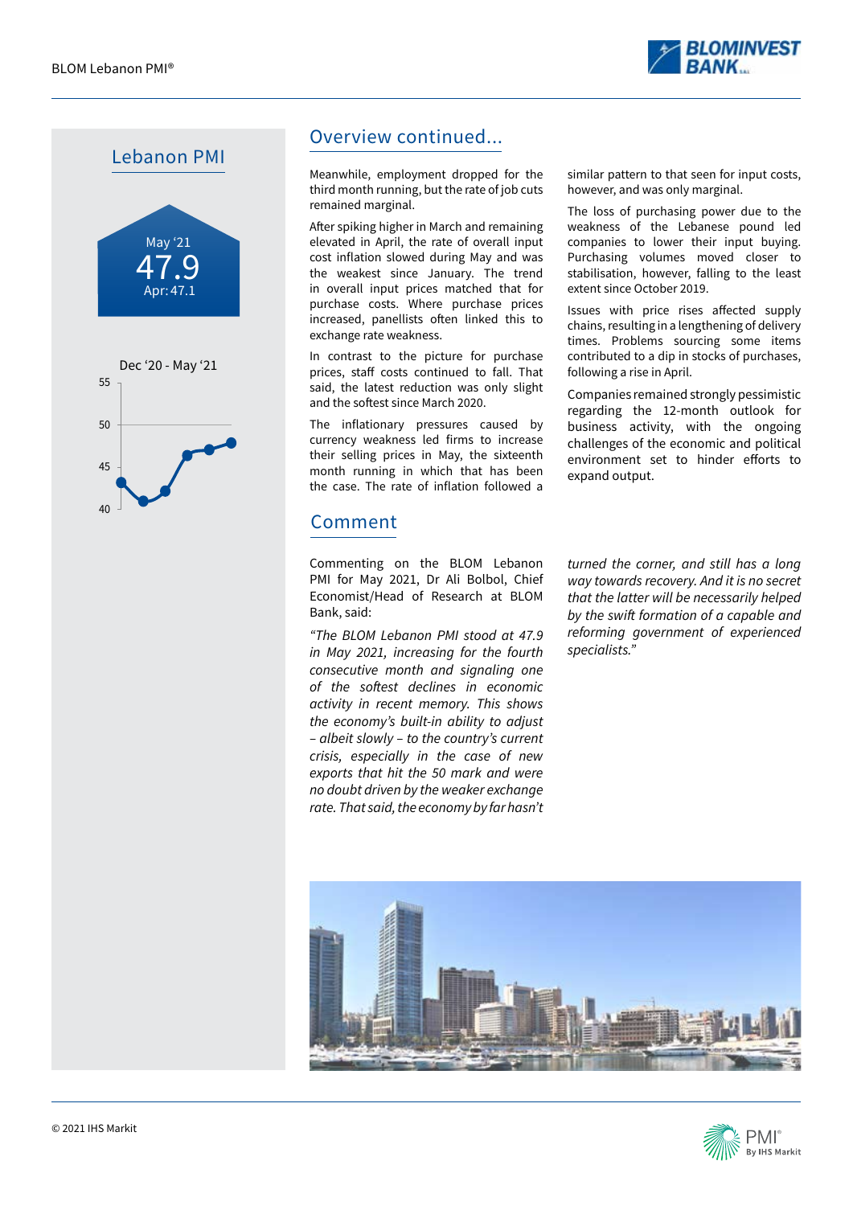## Lebanon PMI

May '21
47.9
Apr: 47.1

Dec '20 - May '21

## Overview continued...

Meanwhile, employment dropped for the third month running, but the rate of job cuts remained marginal.

After spiking higher in March and remaining elevated in April, the rate of overall input cost inflation slowed during May and was the weakest since January. The trend in overall input prices matched that for purchase costs. Where purchase prices increased, panellists often linked this to exchange rate weakness.

In contrast to the picture for purchase prices, staff costs continued to fall. That said, the latest reduction was only slight and the softest since March 2020.

The inflationary pressures caused by currency weakness led firms to increase their selling prices in May, the sixteenth month running in which that has been the case. The rate of inflation followed a similar pattern to that seen for input costs, however, and was only marginal.

The loss of purchasing power due to the weakness of the Lebanese pound led companies to lower their input buying. Purchasing volumes moved closer to stabilisation, however, falling to the least extent since October 2019.

Issues with price rises affected supply chains, resulting in a lengthening of delivery times. Problems sourcing some items contributed to a dip in stocks of purchases, following a rise in April.

Companies remained strongly pessimistic regarding the 12-month outlook for business activity, with the ongoing challenges of the economic and political environment set to hinder efforts to expand output.

## Comment

Commenting on the BLOM Lebanon PMI for May 2021, Dr Ali Bolbol, Chief Economist/Head of Research at BLOM Bank, said:

*"The BLOM Lebanon PMI stood at 47.9 in May 2021, increasing for the fourth consecutive month and signaling one of the softest declines in economic activity in recent memory. This shows the economy's built-in ability to adjust – albeit slowly – to the country's current crisis, especially in the case of new exports that hit the 50 mark and were no doubt driven by the weaker exchange rate. That said, the economy by far hasn't turned the corner, and still has a long way towards recovery. And it is no secret that the latter will be necessarily helped by the swift formation of a capable and reforming government of experienced specialists."*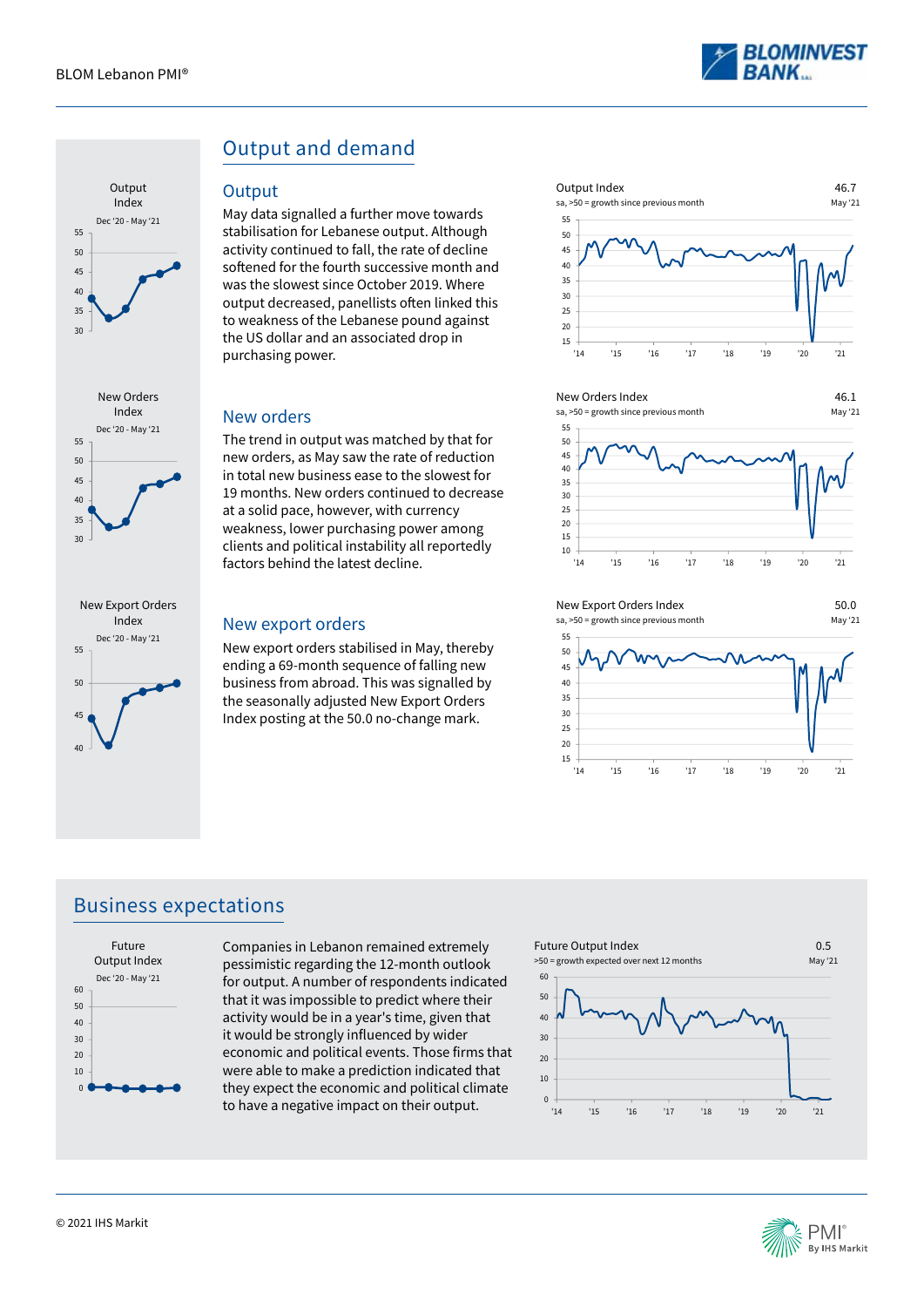## Output and demand

### Output

May data signalled a further move towards stabilisation for Lebanese output. Although activity continued to fall, the rate of decline softened for the fourth successive month and was the slowest since October 2019. Where output decreased, panellists often linked this to weakness of the Lebanese pound against the US dollar and an associated drop in purchasing power.

Output Index
Dec '20 - May '21

Output Index
sa, >50 = growth since previous month
46.7
May '21

### New orders

The trend in output was matched by that for new orders, as May saw the rate of reduction in total new business ease to the slowest for 19 months. New orders continued to decrease at a solid pace, however, with currency weakness, lower purchasing power among clients and political instability all reportedly factors behind the latest decline.

New Orders Index
Dec '20 - May '21

New Orders Index
sa, >50 = growth since previous month
46.1
May '21

### New export orders

New export orders stabilised in May, thereby ending a 69-month sequence of falling new business from abroad. This was signalled by the seasonally adjusted New Export Orders Index posting at the 50.0 no-change mark.

New Export Orders Index
Dec '20 - May '21

New Export Orders Index
sa, >50 = growth since previous month
50.0
May '21

## Business expectations

Companies in Lebanon remained extremely pessimistic regarding the 12-month outlook for output. A number of respondents indicated that it was impossible to predict where their activity would be in a year's time, given that it would be strongly influenced by wider economic and political events. Those firms that were able to make a prediction indicated that they expect the economic and political climate to have a negative impact on their output.

Future Output Index
Dec '20 - May '21

Future Output Index
>50 = growth expected over next 12 months
0.5
May '21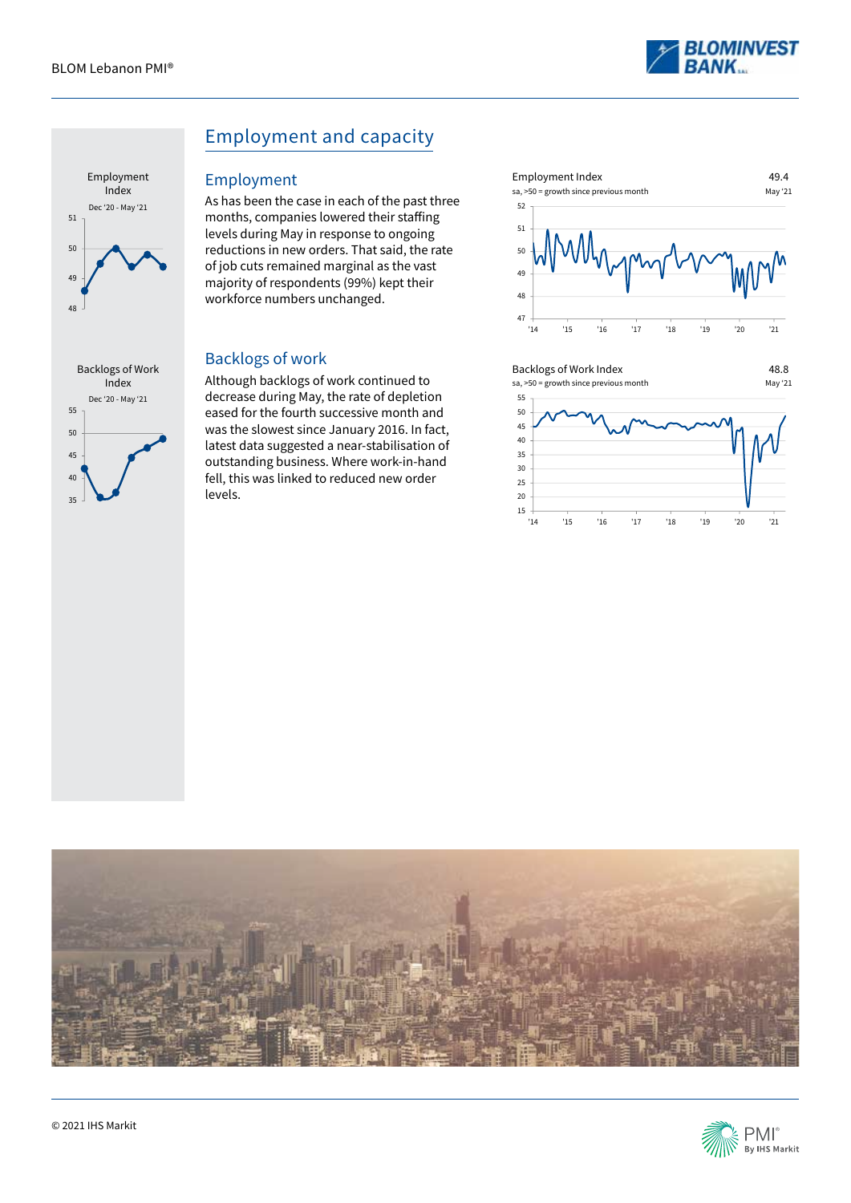# Employment and capacity

## Employment

As has been the case in each of the past three months, companies lowered their staffing levels during May in response to ongoing reductions in new orders. That said, the rate of job cuts remained marginal as the vast majority of respondents (99%) kept their workforce numbers unchanged.

Employment Index
sa, >50 = growth since previous month

49.4
May '21

## Backlogs of work

Although backlogs of work continued to decrease during May, the rate of depletion eased for the fourth successive month and was the slowest since January 2016. In fact, latest data suggested a near-stabilisation of outstanding business. Where work-in-hand fell, this was linked to reduced new order levels.

Backlogs of Work Index
sa, >50 = growth since previous month

48.8
May '21

© 2021 IHS Markit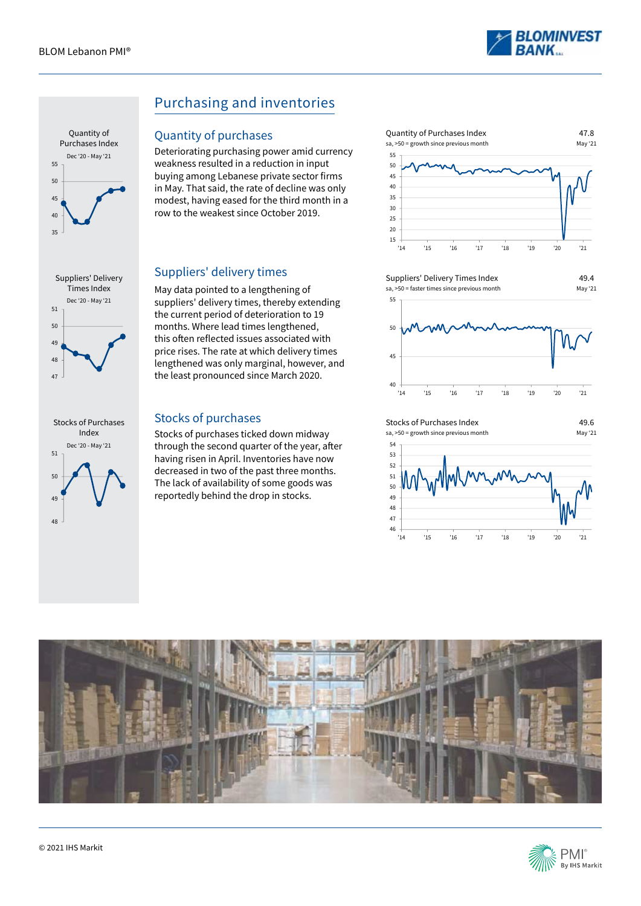## Purchasing and inventories

### Quantity of purchases

Deteriorating purchasing power amid currency weakness resulted in a reduction in input buying among Lebanese private sector firms in May. That said, the rate of decline was only modest, having eased for the third month in a row to the weakest since October 2019.

Quantity of Purchases Index
Dec '20 - May '21

Quantity of Purchases Index — 47.8
sa, >50 = growth since previous month — May '21

### Suppliers' delivery times

May data pointed to a lengthening of suppliers' delivery times, thereby extending the current period of deterioration to 19 months. Where lead times lengthened, this often reflected issues associated with price rises. The rate at which delivery times lengthened was only marginal, however, and the least pronounced since March 2020.

Suppliers' Delivery Times Index
Dec '20 - May '21

Suppliers' Delivery Times Index — 49.4
sa, >50 = faster times since previous month — May '21

### Stocks of purchases

Stocks of purchases ticked down midway through the second quarter of the year, after having risen in April. Inventories have now decreased in two of the past three months. The lack of availability of some goods was reportedly behind the drop in stocks.

Stocks of Purchases Index
Dec '20 - May '21

Stocks of Purchases Index — 49.6
sa, >50 = growth since previous month — May '21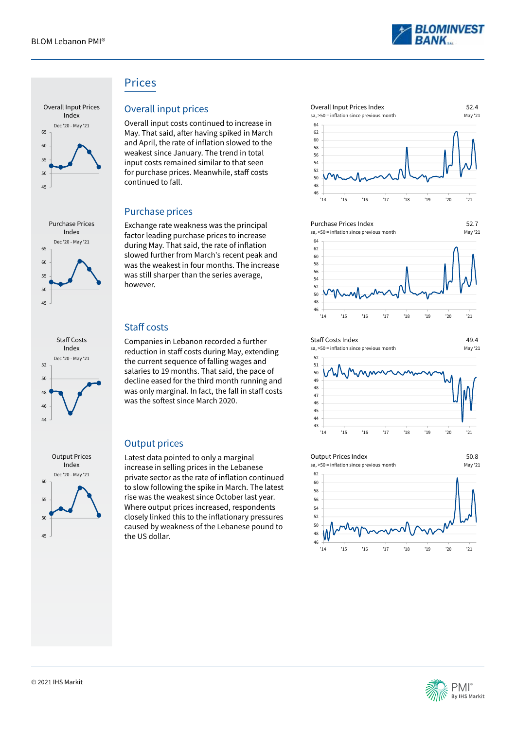# Prices

## Overall input prices

Overall input costs continued to increase in May. That said, after having spiked in March and April, the rate of inflation slowed to the weakest since January. The trend in total input costs remained similar to that seen for purchase prices. Meanwhile, staff costs continued to fall.

Overall Input Prices Index
sa, >50 = inflation since previous month
52.4
May '21

## Purchase prices

Exchange rate weakness was the principal factor leading purchase prices to increase during May. That said, the rate of inflation slowed further from March's recent peak and was the weakest in four months. The increase was still sharper than the series average, however.

Purchase Prices Index
sa, >50 = inflation since previous month
52.7
May '21

## Staff costs

Companies in Lebanon recorded a further reduction in staff costs during May, extending the current sequence of falling wages and salaries to 19 months. That said, the pace of decline eased for the third month running and was only marginal. In fact, the fall in staff costs was the softest since March 2020.

Staff Costs Index
sa, >50 = inflation since previous month
49.4
May '21

## Output prices

Latest data pointed to only a marginal increase in selling prices in the Lebanese private sector as the rate of inflation continued to slow following the spike in March. The latest rise was the weakest since October last year. Where output prices increased, respondents closely linked this to the inflationary pressures caused by weakness of the Lebanese pound to the US dollar.

Output Prices Index
sa, >50 = inflation since previous month
50.8
May '21

© 2021 IHS Markit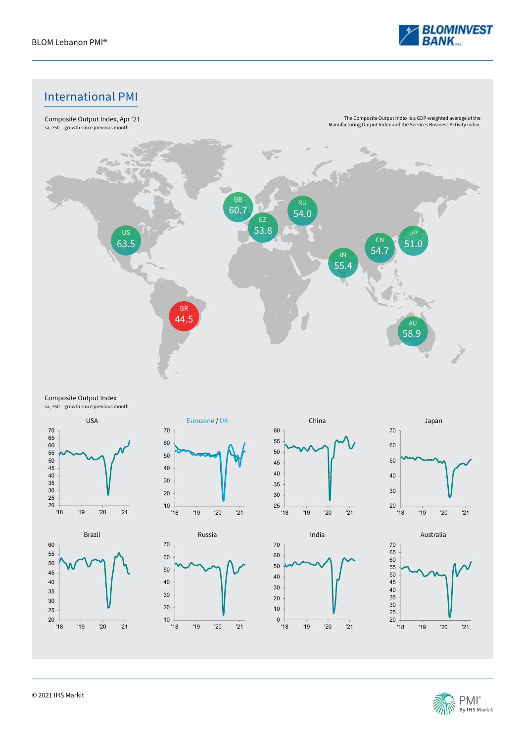## International PMI

Composite Output Index, Apr '21
sa, >50 = growth since previous month

The Composite Output Index is a GDP-weighted average of the Manufacturing Output Index and the Services Business Activity Index.

| Country | Index |
|---|---|
| US | 63.5 |
| GB | 60.7 |
| EZ | 53.8 |
| RU | 54.0 |
| IN | 55.4 |
| CN | 54.7 |
| JP | 51.0 |
| BR | 44.5 |
| AU | 58.9 |

Composite Output Index
sa, >50 = growth since previous month

USA

Eurozone / UK

China

Japan

Brazil

Russia

India

Australia

© 2021 IHS Markit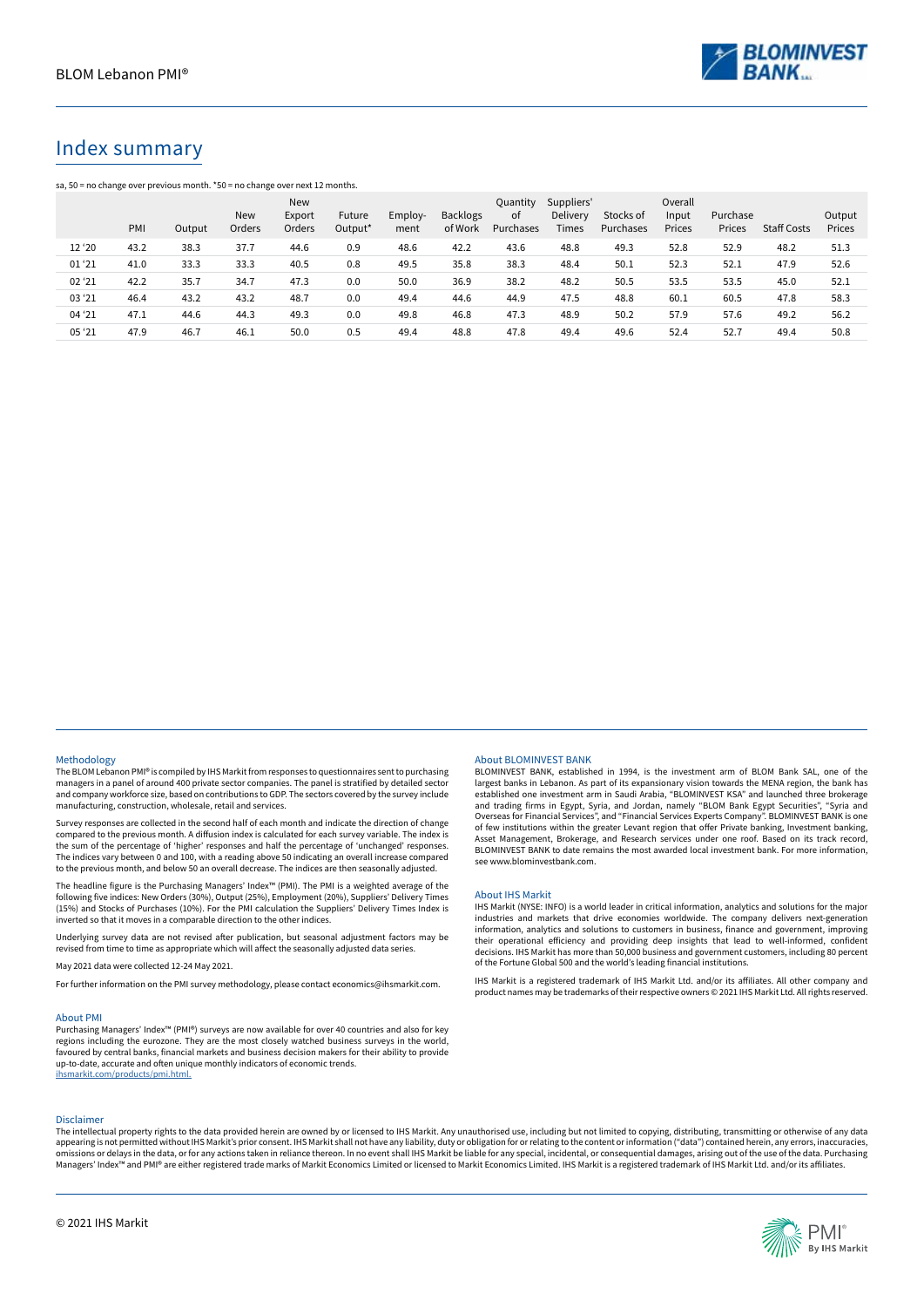# Index summary

sa, 50 = no change over previous month. *50 = no change over next 12 months.

| | PMI | Output | New Orders | New Export Orders | Future Output* | Employ-ment | Backlogs of Work | Quantity of Purchases | Suppliers' Delivery Times | Stocks of Purchases | Overall Input Prices | Purchase Prices | Staff Costs | Output Prices |
|---|---|---|---|---|---|---|---|---|---|---|---|---|---|---|
| 12 '20 | 43.2 | 38.3 | 37.7 | 44.6 | 0.9 | 48.6 | 42.2 | 43.6 | 48.8 | 49.3 | 52.8 | 52.9 | 48.2 | 51.3 |
| 01 '21 | 41.0 | 33.3 | 33.3 | 40.5 | 0.8 | 49.5 | 35.8 | 38.3 | 48.4 | 50.1 | 52.3 | 52.1 | 47.9 | 52.6 |
| 02 '21 | 42.2 | 35.7 | 34.7 | 47.3 | 0.0 | 50.0 | 36.9 | 38.2 | 48.2 | 50.5 | 53.5 | 53.5 | 45.0 | 52.1 |
| 03 '21 | 46.4 | 43.2 | 43.2 | 48.7 | 0.0 | 49.4 | 44.6 | 44.9 | 47.5 | 48.8 | 60.1 | 60.5 | 47.8 | 58.3 |
| 04 '21 | 47.1 | 44.6 | 44.3 | 49.3 | 0.0 | 49.8 | 46.8 | 47.3 | 48.9 | 50.2 | 57.9 | 57.6 | 49.2 | 56.2 |
| 05 '21 | 47.9 | 46.7 | 46.1 | 50.0 | 0.5 | 49.4 | 48.8 | 47.8 | 49.4 | 49.6 | 52.4 | 52.7 | 49.4 | 50.8 |

### Methodology

The BLOM Lebanon PMI® is compiled by IHS Markit from responses to questionnaires sent to purchasing managers in a panel of around 400 private sector companies. The panel is stratified by detailed sector and company workforce size, based on contributions to GDP. The sectors covered by the survey include manufacturing, construction, wholesale, retail and services.

Survey responses are collected in the second half of each month and indicate the direction of change compared to the previous month. A diffusion index is calculated for each survey variable. The index is the sum of the percentage of 'higher' responses and half the percentage of 'unchanged' responses. The indices vary between 0 and 100, with a reading above 50 indicating an overall increase compared to the previous month, and below 50 an overall decrease. The indices are then seasonally adjusted.

The headline figure is the Purchasing Managers' Index™ (PMI). The PMI is a weighted average of the following five indices: New Orders (30%), Output (25%), Employment (20%), Suppliers' Delivery Times (15%) and Stocks of Purchases (10%). For the PMI calculation the Suppliers' Delivery Times Index is inverted so that it moves in a comparable direction to the other indices.

Underlying survey data are not revised after publication, but seasonal adjustment factors may be revised from time to time as appropriate which will affect the seasonally adjusted data series.

May 2021 data were collected 12-24 May 2021.

For further information on the PMI survey methodology, please contact economics@ihsmarkit.com.

### About PMI

Purchasing Managers' Index™ (PMI®) surveys are now available for over 40 countries and also for key regions including the eurozone. They are the most closely watched business surveys in the world, favoured by central banks, financial markets and business decision makers for their ability to provide up-to-date, accurate and often unique monthly indicators of economic trends.
ihsmarkit.com/products/pmi.html.

### About BLOMINVEST BANK

BLOMINVEST BANK, established in 1994, is the investment arm of BLOM Bank SAL, one of the largest banks in Lebanon. As part of its expansionary vision towards the MENA region, the bank has established one investment arm in Saudi Arabia, "BLOMINVEST KSA" and launched three brokerage and trading firms in Egypt, Syria, and Jordan, namely "BLOM Bank Egypt Securities", "Syria and Overseas for Financial Services", and "Financial Services Experts Company". BLOMINVEST BANK is one of few institutions within the greater Levant region that offer Private banking, Investment banking, Asset Management, Brokerage, and Research services under one roof. Based on its track record, BLOMINVEST BANK to date remains the most awarded local investment bank. For more information, see www.blominvestbank.com.

### About IHS Markit

IHS Markit (NYSE: INFO) is a world leader in critical information, analytics and solutions for the major industries and markets that drive economies worldwide. The company delivers next-generation information, analytics and solutions to customers in business, finance and government, improving their operational efficiency and providing deep insights that lead to well-informed, confident decisions. IHS Markit has more than 50,000 business and government customers, including 80 percent of the Fortune Global 500 and the world's leading financial institutions.

IHS Markit is a registered trademark of IHS Markit Ltd. and/or its affiliates. All other company and product names may be trademarks of their respective owners © 2021 IHS Markit Ltd. All rights reserved.

### Disclaimer

The intellectual property rights to the data provided herein are owned by or licensed to IHS Markit. Any unauthorised use, including but not limited to copying, distributing, transmitting or otherwise of any data appearing is not permitted without IHS Markit's prior consent. IHS Markit shall not have any liability, duty or obligation for or relating to the content or information ("data") contained herein, any errors, inaccuracies, omissions or delays in the data, or for any actions taken in reliance thereon. In no event shall IHS Markit be liable for any special, incidental, or consequential damages, arising out of the use of the data. Purchasing Managers' Index™ and PMI® are either registered trade marks of Markit Economics Limited or licensed to Markit Economics Limited. IHS Markit is a registered trademark of IHS Markit Ltd. and/or its affiliates.

© 2021 IHS Markit